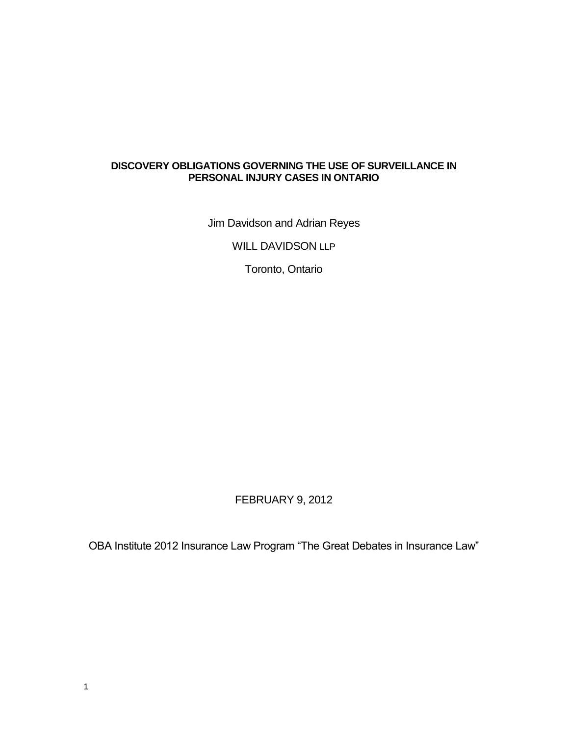# DISCOVERY OBLIGATIONS GOVERNING THE USE OF SURVEILLANCE IN PERSONAL INJURY CASES IN ONTARIO

Jim Davidson and Adrian Reyes

WILL DAVIDSON LLP

Toronto, Ontario

FEBRUARY 9, 2012

OBA Institute 2012 Insurance Law Program "The Great Debates in Insurance Law"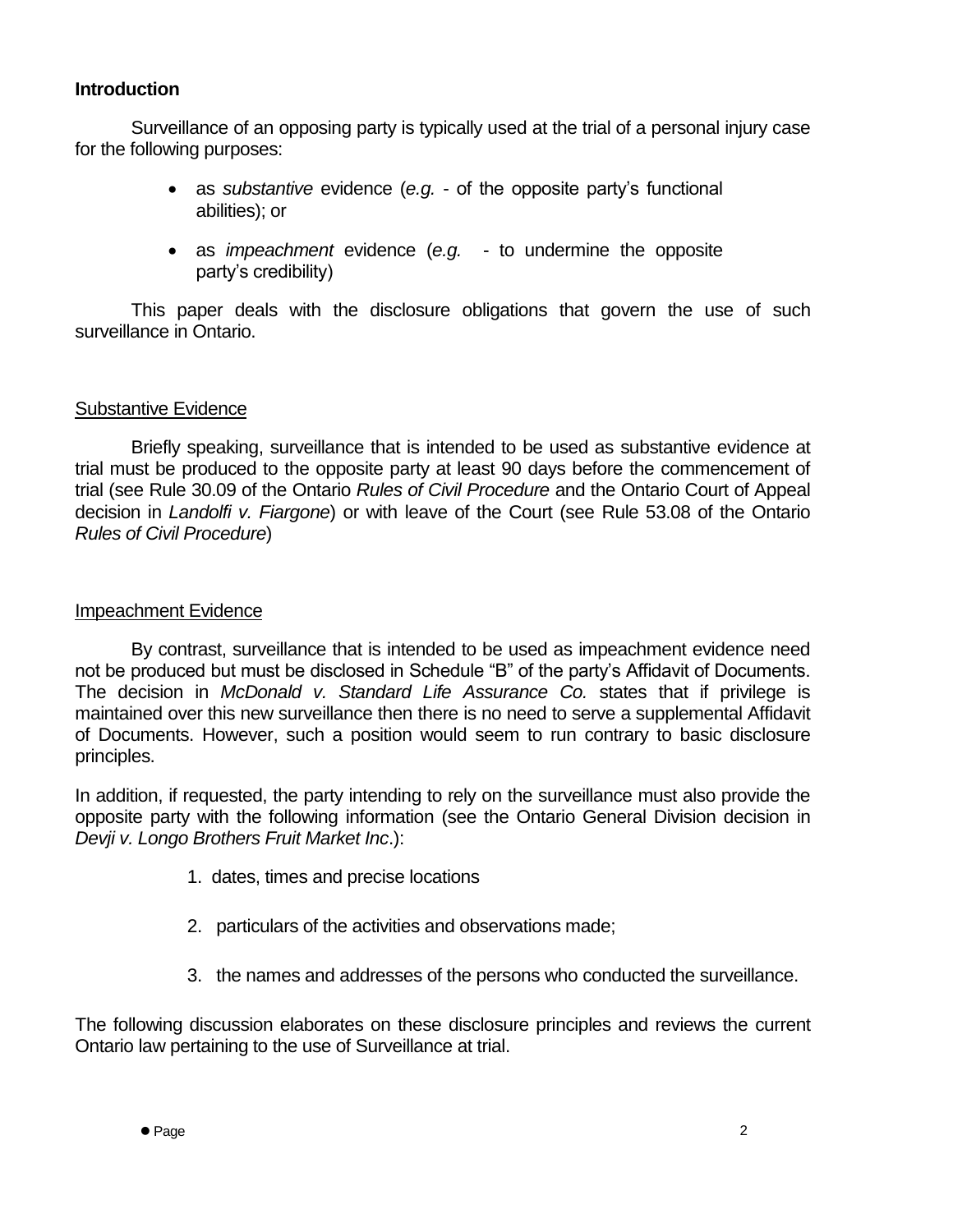## Introduction

Surveillance of an opposing party is typically used at the trial of a personal injury case for the following purposes:

- as *substantive* evidence (*e.g.* - of the opposite party's functional abilities); or
- as *impeachment* evidence (*e.g.* - to undermine the opposite party's credibility)

This paper deals with the disclosure obligations that govern the use of such surveillance in Ontario.

### Substantive Evidence

Briefly speaking, surveillance that is intended to be used as substantive evidence at trial must be produced to the opposite party at least 90 days before the commencement of trial (see Rule 30.09 of the Ontario *Rules of Civil Procedure* and the Ontario Court of Appeal decision in *Landolfi v. Fiargone*) or with leave of the Court (see Rule 53.08 of the Ontario *Rules of Civil Procedure*)

### Impeachment Evidence

By contrast, surveillance that is intended to be used as impeachment evidence need not be produced but must be disclosed in Schedule "B" of the party's Affidavit of Documents. The decision in *McDonald v. Standard Life Assurance Co.* states that if privilege is maintained over this new surveillance then there is no need to serve a supplemental Affidavit of Documents. However, such a position would seem to run contrary to basic disclosure principles.

In addition, if requested, the party intending to rely on the surveillance must also provide the opposite party with the following information (see the Ontario General Division decision in *Devji v. Longo Brothers Fruit Market Inc*.):

1. dates, times and precise locations
2. particulars of the activities and observations made;
3. the names and addresses of the persons who conducted the surveillance.

The following discussion elaborates on these disclosure principles and reviews the current Ontario law pertaining to the use of Surveillance at trial.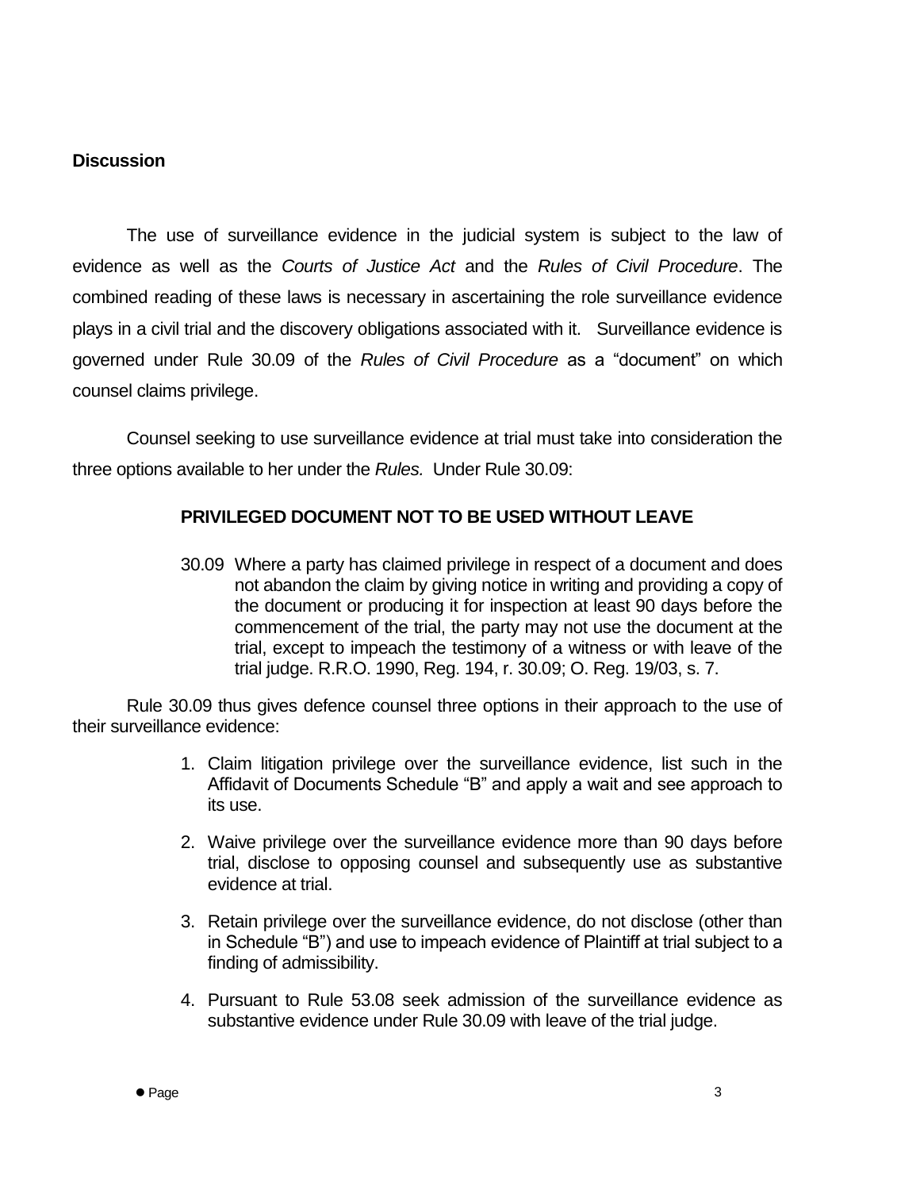## Discussion

The use of surveillance evidence in the judicial system is subject to the law of evidence as well as the *Courts of Justice Act* and the *Rules of Civil Procedure*. The combined reading of these laws is necessary in ascertaining the role surveillance evidence plays in a civil trial and the discovery obligations associated with it. Surveillance evidence is governed under Rule 30.09 of the *Rules of Civil Procedure* as a "document" on which counsel claims privilege.

Counsel seeking to use surveillance evidence at trial must take into consideration the three options available to her under the *Rules.* Under Rule 30.09:

> **PRIVILEGED DOCUMENT NOT TO BE USED WITHOUT LEAVE**
>
> 30.09 Where a party has claimed privilege in respect of a document and does not abandon the claim by giving notice in writing and providing a copy of the document or producing it for inspection at least 90 days before the commencement of the trial, the party may not use the document at the trial, except to impeach the testimony of a witness or with leave of the trial judge. R.R.O. 1990, Reg. 194, r. 30.09; O. Reg. 19/03, s. 7.

Rule 30.09 thus gives defence counsel three options in their approach to the use of their surveillance evidence:

1. Claim litigation privilege over the surveillance evidence, list such in the Affidavit of Documents Schedule "B" and apply a wait and see approach to its use.
2. Waive privilege over the surveillance evidence more than 90 days before trial, disclose to opposing counsel and subsequently use as substantive evidence at trial.
3. Retain privilege over the surveillance evidence, do not disclose (other than in Schedule "B") and use to impeach evidence of Plaintiff at trial subject to a finding of admissibility.
4. Pursuant to Rule 53.08 seek admission of the surveillance evidence as substantive evidence under Rule 30.09 with leave of the trial judge.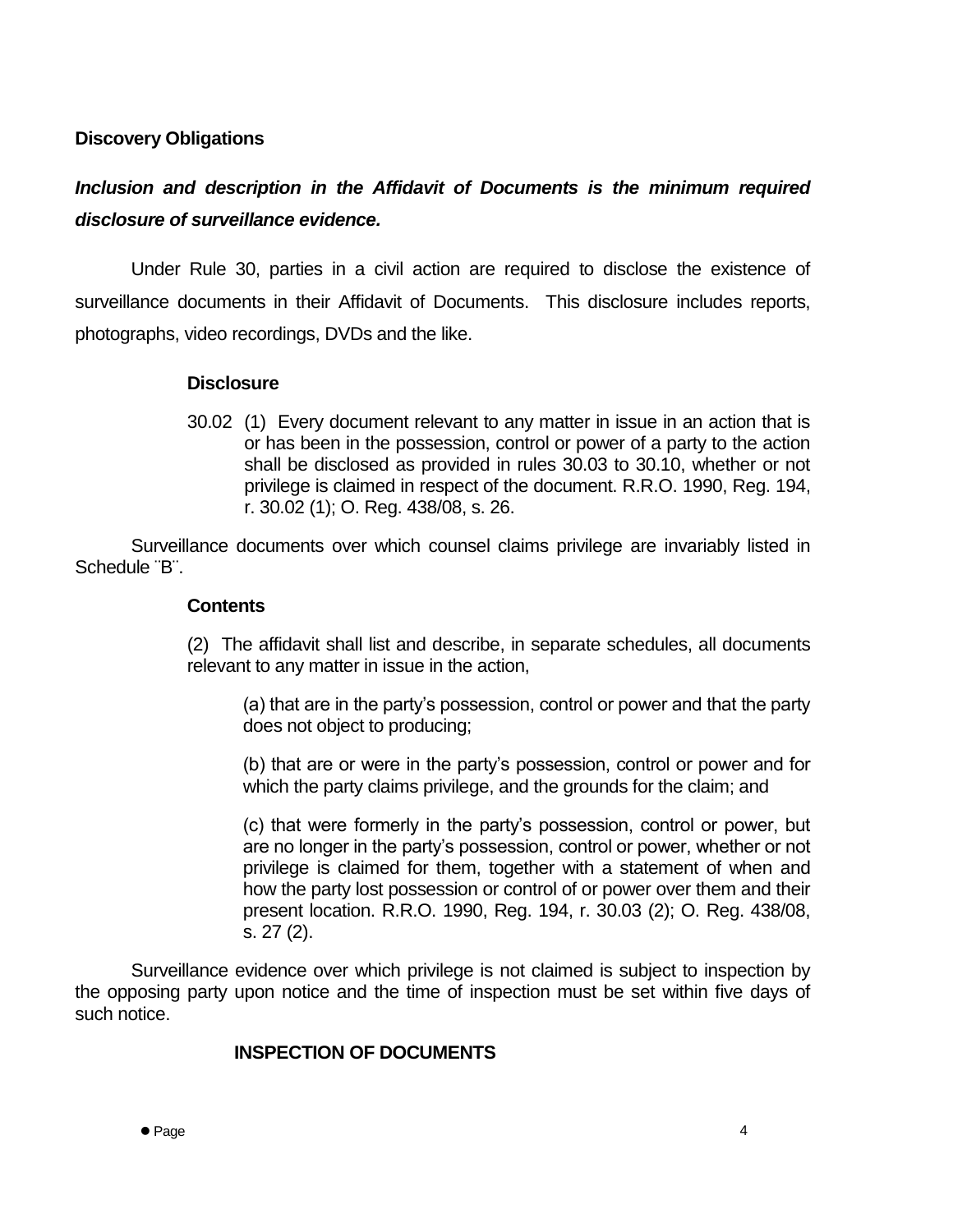**Discovery Obligations**

***Inclusion and description in the Affidavit of Documents is the minimum required disclosure of surveillance evidence.***

Under Rule 30, parties in a civil action are required to disclose the existence of surveillance documents in their Affidavit of Documents. This disclosure includes reports, photographs, video recordings, DVDs and the like.

> **Disclosure**
>
> 30.02 (1) Every document relevant to any matter in issue in an action that is or has been in the possession, control or power of a party to the action shall be disclosed as provided in rules 30.03 to 30.10, whether or not privilege is claimed in respect of the document. R.R.O. 1990, Reg. 194, r. 30.02 (1); O. Reg. 438/08, s. 26.

Surveillance documents over which counsel claims privilege are invariably listed in Schedule ¨B¨.

> **Contents**
>
> (2) The affidavit shall list and describe, in separate schedules, all documents relevant to any matter in issue in the action,
>
> (a) that are in the party's possession, control or power and that the party does not object to producing;
>
> (b) that are or were in the party's possession, control or power and for which the party claims privilege, and the grounds for the claim; and
>
> (c) that were formerly in the party's possession, control or power, but are no longer in the party's possession, control or power, whether or not privilege is claimed for them, together with a statement of when and how the party lost possession or control of or power over them and their present location. R.R.O. 1990, Reg. 194, r. 30.03 (2); O. Reg. 438/08, s. 27 (2).

Surveillance evidence over which privilege is not claimed is subject to inspection by the opposing party upon notice and the time of inspection must be set within five days of such notice.

**INSPECTION OF DOCUMENTS**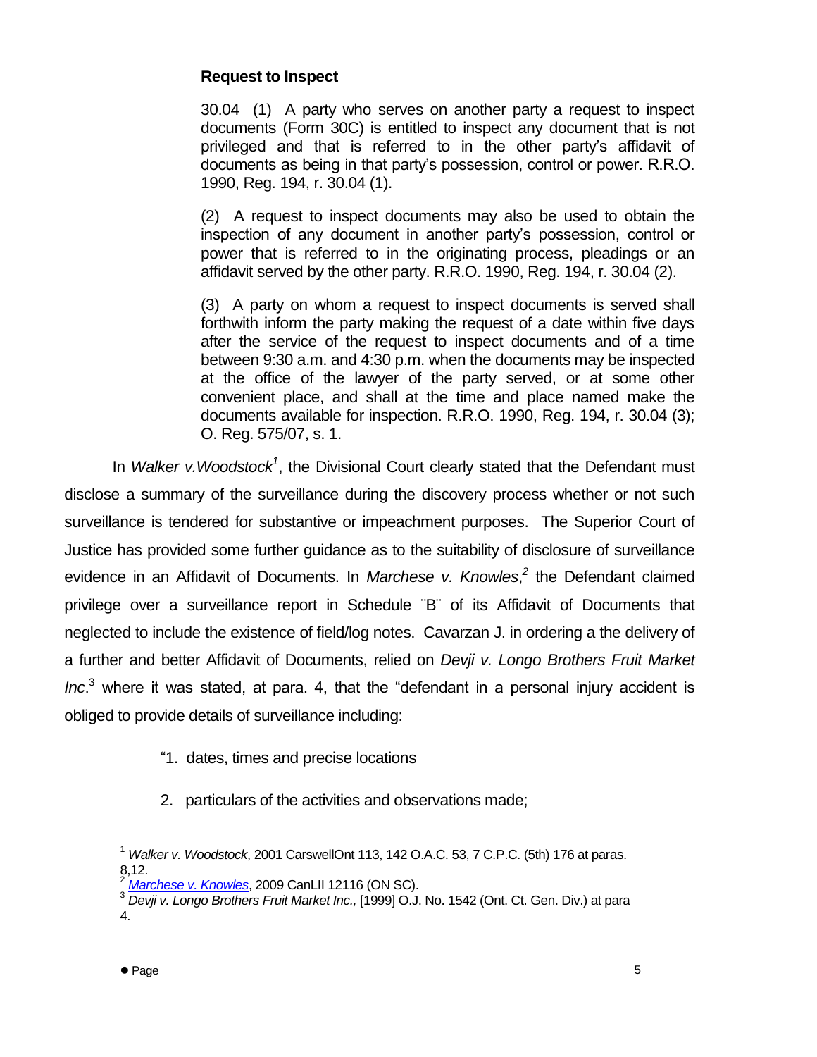**Request to Inspect**

> 30.04 (1) A party who serves on another party a request to inspect documents (Form 30C) is entitled to inspect any document that is not privileged and that is referred to in the other party's affidavit of documents as being in that party's possession, control or power. R.R.O. 1990, Reg. 194, r. 30.04 (1).
>
> (2) A request to inspect documents may also be used to obtain the inspection of any document in another party's possession, control or power that is referred to in the originating process, pleadings or an affidavit served by the other party. R.R.O. 1990, Reg. 194, r. 30.04 (2).
>
> (3) A party on whom a request to inspect documents is served shall forthwith inform the party making the request of a date within five days after the service of the request to inspect documents and of a time between 9:30 a.m. and 4:30 p.m. when the documents may be inspected at the office of the lawyer of the party served, or at some other convenient place, and shall at the time and place named make the documents available for inspection. R.R.O. 1990, Reg. 194, r. 30.04 (3); O. Reg. 575/07, s. 1.

In *Walker v.Woodstock*[1], the Divisional Court clearly stated that the Defendant must disclose a summary of the surveillance during the discovery process whether or not such surveillance is tendered for substantive or impeachment purposes. The Superior Court of Justice has provided some further guidance as to the suitability of disclosure of surveillance evidence in an Affidavit of Documents. In *Marchese v. Knowles*,[2] the Defendant claimed privilege over a surveillance report in Schedule ¨B¨ of its Affidavit of Documents that neglected to include the existence of field/log notes. Cavarzan J. in ordering a the delivery of a further and better Affidavit of Documents, relied on *Devji v. Longo Brothers Fruit Market Inc*.[3] where it was stated, at para. 4, that the "defendant in a personal injury accident is obliged to provide details of surveillance including:

> "1. dates, times and precise locations
>
> 2. particulars of the activities and observations made;

---

[1] *Walker v. Woodstock*, 2001 CarswellOnt 113, 142 O.A.C. 53, 7 C.P.C. (5th) 176 at paras. 8,12.

[2] *Marchese v. Knowles*, 2009 CanLII 12116 (ON SC).

[3] *Devji v. Longo Brothers Fruit Market Inc.,* [1999] O.J. No. 1542 (Ont. Ct. Gen. Div.) at para 4.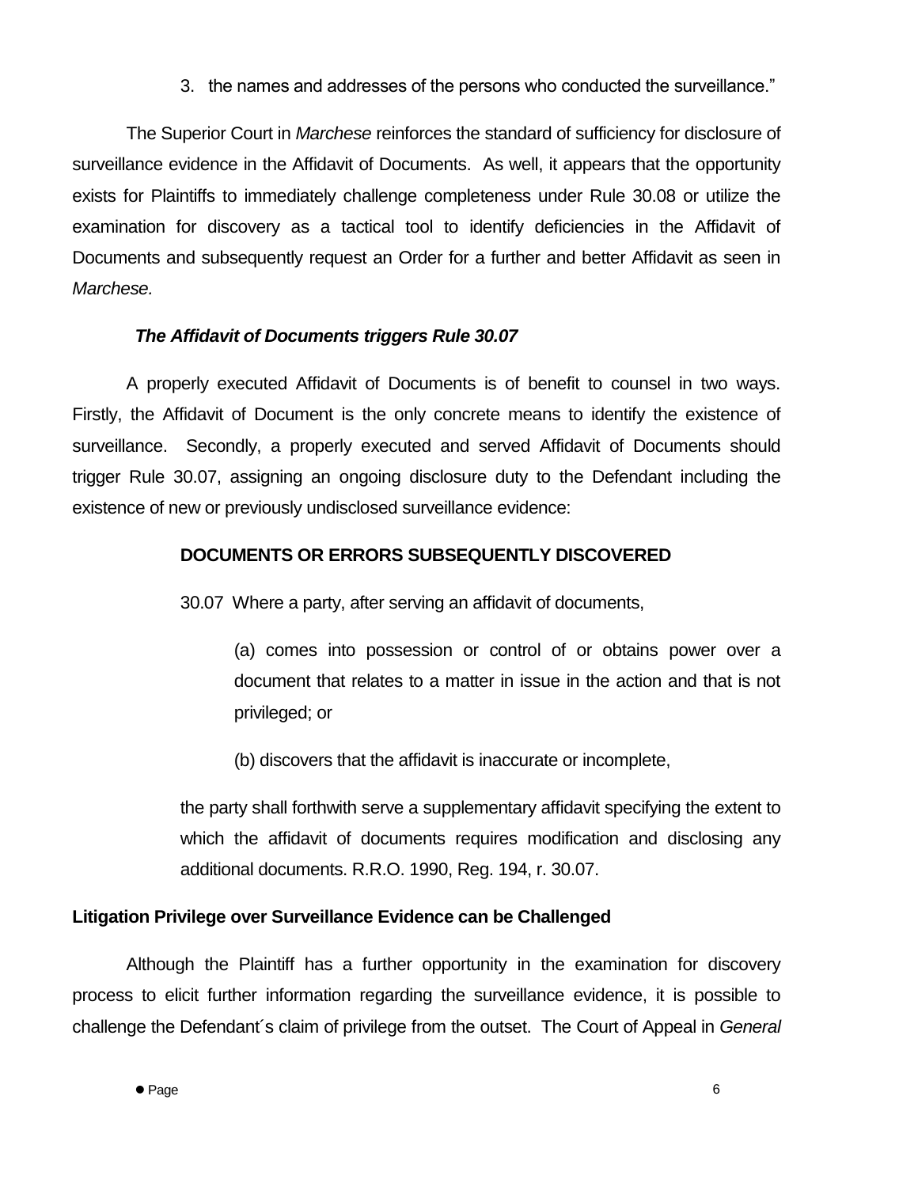3. the names and addresses of the persons who conducted the surveillance."

The Superior Court in *Marchese* reinforces the standard of sufficiency for disclosure of surveillance evidence in the Affidavit of Documents. As well, it appears that the opportunity exists for Plaintiffs to immediately challenge completeness under Rule 30.08 or utilize the examination for discovery as a tactical tool to identify deficiencies in the Affidavit of Documents and subsequently request an Order for a further and better Affidavit as seen in *Marchese.*

***The Affidavit of Documents triggers Rule 30.07***

A properly executed Affidavit of Documents is of benefit to counsel in two ways. Firstly, the Affidavit of Document is the only concrete means to identify the existence of surveillance. Secondly, a properly executed and served Affidavit of Documents should trigger Rule 30.07, assigning an ongoing disclosure duty to the Defendant including the existence of new or previously undisclosed surveillance evidence:

> **DOCUMENTS OR ERRORS SUBSEQUENTLY DISCOVERED**
>
> 30.07 Where a party, after serving an affidavit of documents,
>
> (a) comes into possession or control of or obtains power over a document that relates to a matter in issue in the action and that is not privileged; or
>
> (b) discovers that the affidavit is inaccurate or incomplete,
>
> the party shall forthwith serve a supplementary affidavit specifying the extent to which the affidavit of documents requires modification and disclosing any additional documents. R.R.O. 1990, Reg. 194, r. 30.07.

**Litigation Privilege over Surveillance Evidence can be Challenged**

Although the Plaintiff has a further opportunity in the examination for discovery process to elicit further information regarding the surveillance evidence, it is possible to challenge the Defendant´s claim of privilege from the outset. The Court of Appeal in *General*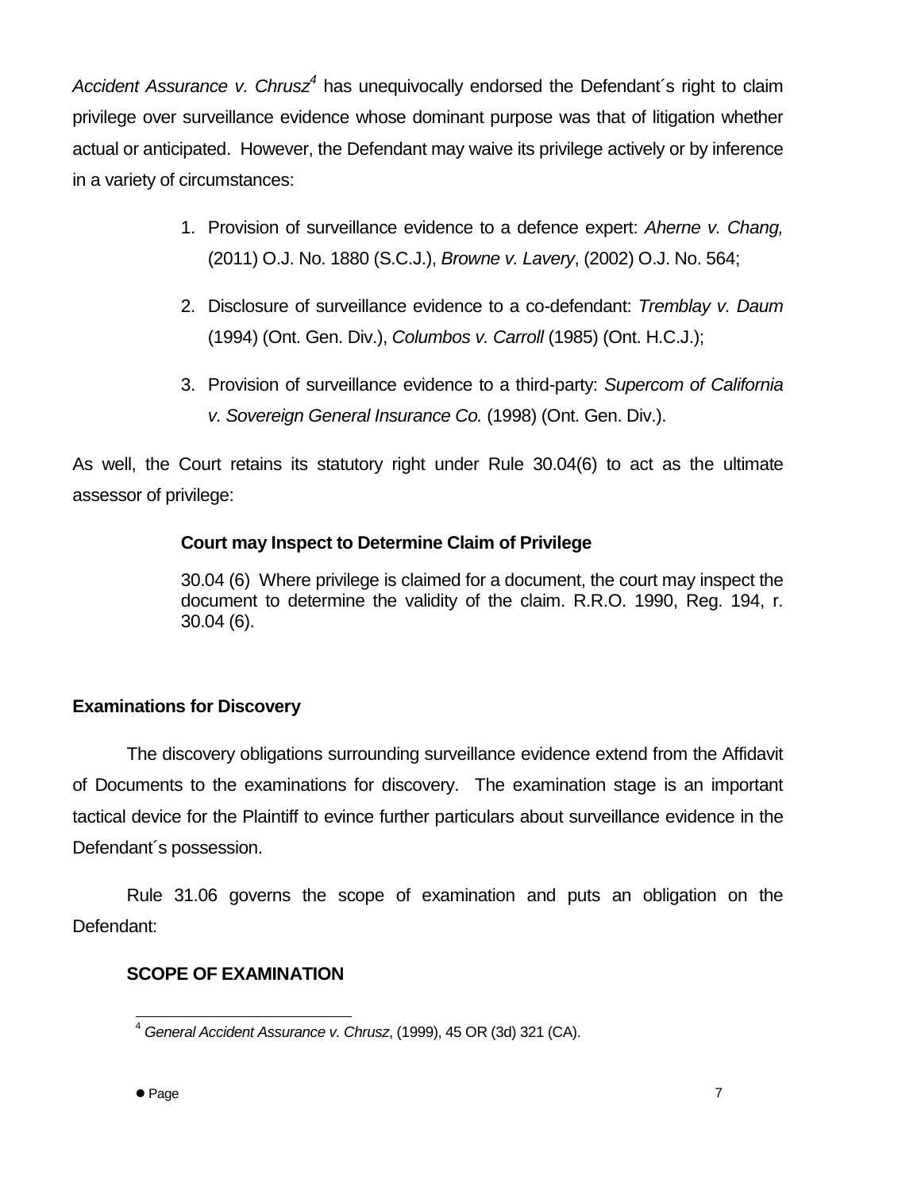*Accident Assurance v. Chrusz*[4] has unequivocally endorsed the Defendant´s right to claim privilege over surveillance evidence whose dominant purpose was that of litigation whether actual or anticipated. However, the Defendant may waive its privilege actively or by inference in a variety of circumstances:

1. Provision of surveillance evidence to a defence expert: *Aherne v. Chang,* (2011) O.J. No. 1880 (S.C.J.), *Browne v. Lavery*, (2002) O.J. No. 564;

2. Disclosure of surveillance evidence to a co-defendant: *Tremblay v. Daum* (1994) (Ont. Gen. Div.), *Columbos v. Carroll* (1985) (Ont. H.C.J.);

3. Provision of surveillance evidence to a third-party: *Supercom of California v. Sovereign General Insurance Co.* (1998) (Ont. Gen. Div.).

As well, the Court retains its statutory right under Rule 30.04(6) to act as the ultimate assessor of privilege:

> **Court may Inspect to Determine Claim of Privilege**
>
> 30.04 (6) Where privilege is claimed for a document, the court may inspect the document to determine the validity of the claim. R.R.O. 1990, Reg. 194, r. 30.04 (6).

**Examinations for Discovery**

The discovery obligations surrounding surveillance evidence extend from the Affidavit of Documents to the examinations for discovery. The examination stage is an important tactical device for the Plaintiff to evince further particulars about surveillance evidence in the Defendant´s possession.

Rule 31.06 governs the scope of examination and puts an obligation on the Defendant:

**SCOPE OF EXAMINATION**

[4] *General Accident Assurance v. Chrusz*, (1999), 45 OR (3d) 321 (CA).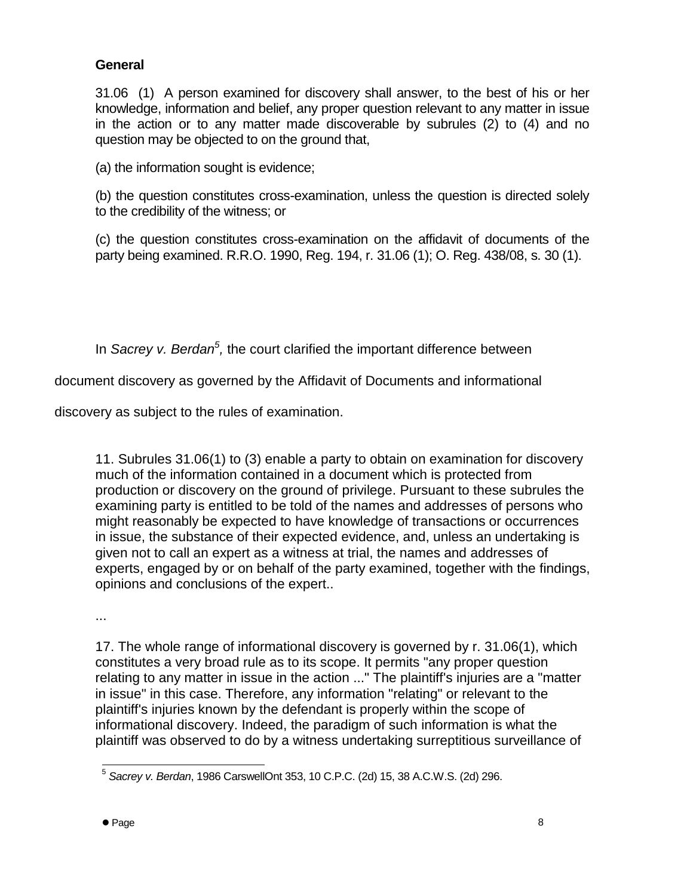### General

31.06 (1) A person examined for discovery shall answer, to the best of his or her knowledge, information and belief, any proper question relevant to any matter in issue in the action or to any matter made discoverable by subrules (2) to (4) and no question may be objected to on the ground that,

(a) the information sought is evidence;

(b) the question constitutes cross-examination, unless the question is directed solely to the credibility of the witness; or

(c) the question constitutes cross-examination on the affidavit of documents of the party being examined. R.R.O. 1990, Reg. 194, r. 31.06 (1); O. Reg. 438/08, s. 30 (1).

In *Sacrey v. Berdan*[5], the court clarified the important difference between document discovery as governed by the Affidavit of Documents and informational discovery as subject to the rules of examination.

> 11. Subrules 31.06(1) to (3) enable a party to obtain on examination for discovery much of the information contained in a document which is protected from production or discovery on the ground of privilege. Pursuant to these subrules the examining party is entitled to be told of the names and addresses of persons who might reasonably be expected to have knowledge of transactions or occurrences in issue, the substance of their expected evidence, and, unless an undertaking is given not to call an expert as a witness at trial, the names and addresses of experts, engaged by or on behalf of the party examined, together with the findings, opinions and conclusions of the expert..
>
> ...
>
> 17. The whole range of informational discovery is governed by r. 31.06(1), which constitutes a very broad rule as to its scope. It permits "any proper question relating to any matter in issue in the action ..." The plaintiff's injuries are a "matter in issue" in this case. Therefore, any information "relating" or relevant to the plaintiff's injuries known by the defendant is properly within the scope of informational discovery. Indeed, the paradigm of such information is what the plaintiff was observed to do by a witness undertaking surreptitious surveillance of

[5] *Sacrey v. Berdan*, 1986 CarswellOnt 353, 10 C.P.C. (2d) 15, 38 A.C.W.S. (2d) 296.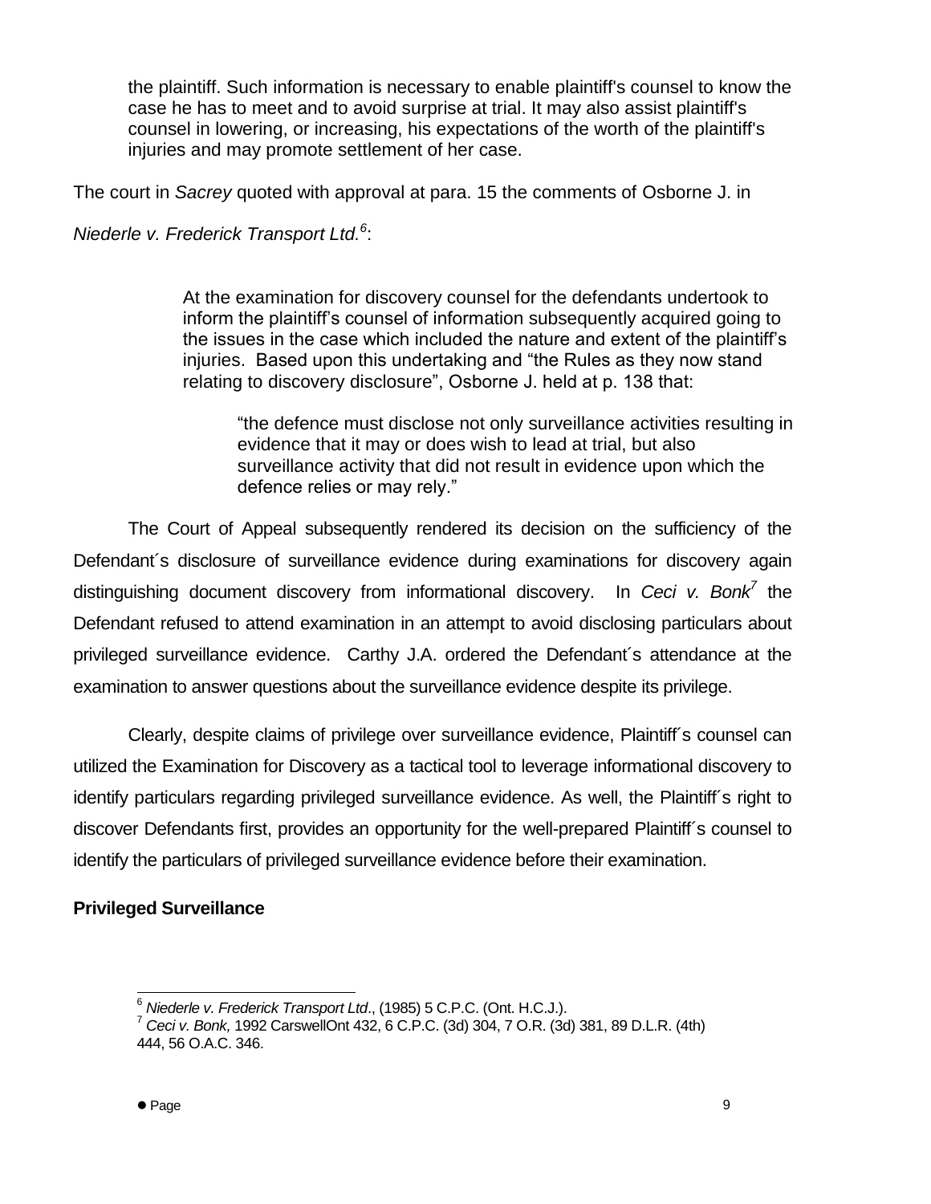> the plaintiff. Such information is necessary to enable plaintiff's counsel to know the case he has to meet and to avoid surprise at trial. It may also assist plaintiff's counsel in lowering, or increasing, his expectations of the worth of the plaintiff's injuries and may promote settlement of her case.

The court in *Sacrey* quoted with approval at para. 15 the comments of Osborne J. in *Niederle v. Frederick Transport Ltd.*[6]:

> At the examination for discovery counsel for the defendants undertook to inform the plaintiff's counsel of information subsequently acquired going to the issues in the case which included the nature and extent of the plaintiff's injuries. Based upon this undertaking and "the Rules as they now stand relating to discovery disclosure", Osborne J. held at p. 138 that:
>
> > "the defence must disclose not only surveillance activities resulting in evidence that it may or does wish to lead at trial, but also surveillance activity that did not result in evidence upon which the defence relies or may rely."

The Court of Appeal subsequently rendered its decision on the sufficiency of the Defendant´s disclosure of surveillance evidence during examinations for discovery again distinguishing document discovery from informational discovery. In *Ceci v. Bonk*[7] the Defendant refused to attend examination in an attempt to avoid disclosing particulars about privileged surveillance evidence. Carthy J.A. ordered the Defendant´s attendance at the examination to answer questions about the surveillance evidence despite its privilege.

Clearly, despite claims of privilege over surveillance evidence, Plaintiff´s counsel can utilized the Examination for Discovery as a tactical tool to leverage informational discovery to identify particulars regarding privileged surveillance evidence. As well, the Plaintiff´s right to discover Defendants first, provides an opportunity for the well-prepared Plaintiff´s counsel to identify the particulars of privileged surveillance evidence before their examination.

**Privileged Surveillance**

---

[6] *Niederle v. Frederick Transport Ltd*., (1985) 5 C.P.C. (Ont. H.C.J.).

[7] *Ceci v. Bonk,* 1992 CarswellOnt 432, 6 C.P.C. (3d) 304, 7 O.R. (3d) 381, 89 D.L.R. (4th) 444, 56 O.A.C. 346.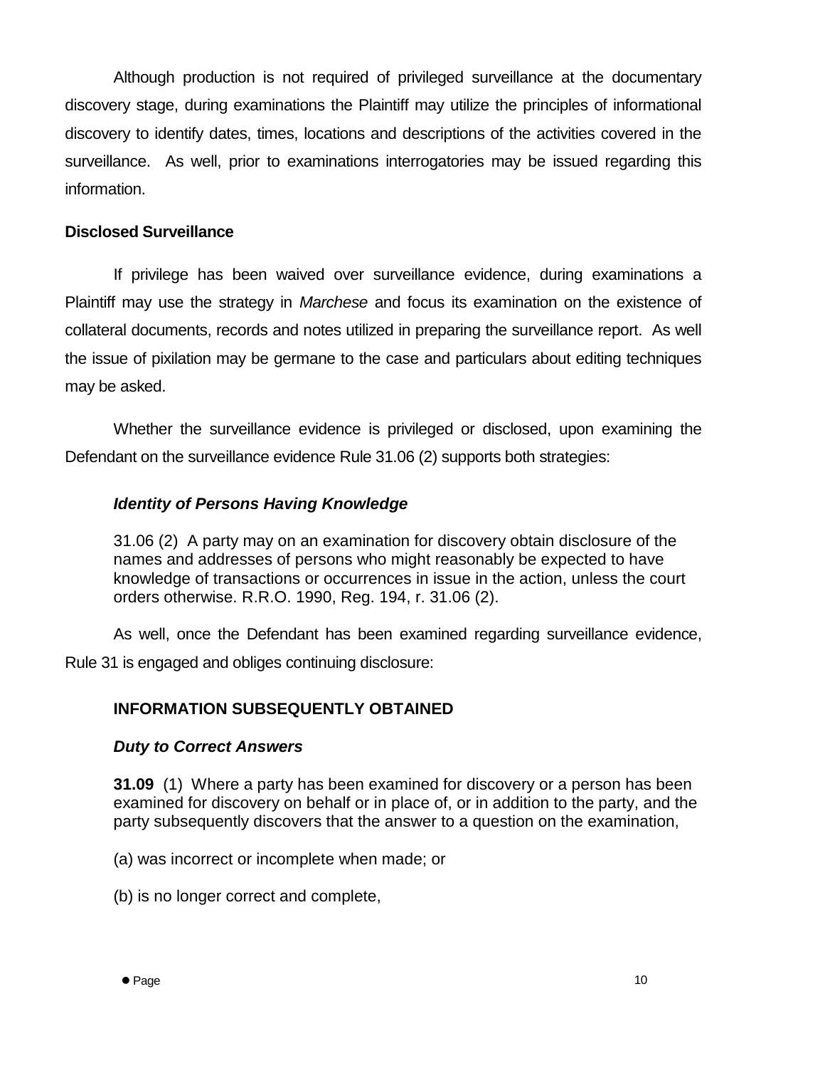Although production is not required of privileged surveillance at the documentary discovery stage, during examinations the Plaintiff may utilize the principles of informational discovery to identify dates, times, locations and descriptions of the activities covered in the surveillance. As well, prior to examinations interrogatories may be issued regarding this information.

**Disclosed Surveillance**

If privilege has been waived over surveillance evidence, during examinations a Plaintiff may use the strategy in *Marchese* and focus its examination on the existence of collateral documents, records and notes utilized in preparing the surveillance report. As well the issue of pixilation may be germane to the case and particulars about editing techniques may be asked.

Whether the surveillance evidence is privileged or disclosed, upon examining the Defendant on the surveillance evidence Rule 31.06 (2) supports both strategies:

> ***Identity of Persons Having Knowledge***
>
> 31.06 (2) A party may on an examination for discovery obtain disclosure of the names and addresses of persons who might reasonably be expected to have knowledge of transactions or occurrences in issue in the action, unless the court orders otherwise. R.R.O. 1990, Reg. 194, r. 31.06 (2).

As well, once the Defendant has been examined regarding surveillance evidence, Rule 31 is engaged and obliges continuing disclosure:

> **INFORMATION SUBSEQUENTLY OBTAINED**
>
> ***Duty to Correct Answers***
>
> **31.09** (1) Where a party has been examined for discovery or a person has been examined for discovery on behalf or in place of, or in addition to the party, and the party subsequently discovers that the answer to a question on the examination,
>
> (a) was incorrect or incomplete when made; or
>
> (b) is no longer correct and complete,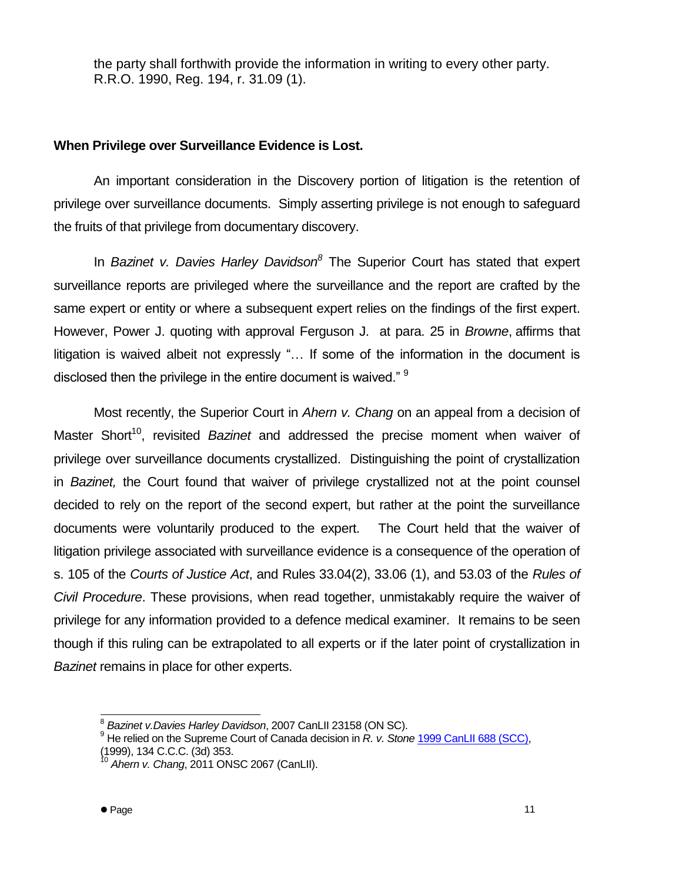the party shall forthwith provide the information in writing to every other party. R.R.O. 1990, Reg. 194, r. 31.09 (1).

**When Privilege over Surveillance Evidence is Lost.**

An important consideration in the Discovery portion of litigation is the retention of privilege over surveillance documents. Simply asserting privilege is not enough to safeguard the fruits of that privilege from documentary discovery.

In *Bazinet v. Davies Harley Davidson*[8] The Superior Court has stated that expert surveillance reports are privileged where the surveillance and the report are crafted by the same expert or entity or where a subsequent expert relies on the findings of the first expert. However, Power J. quoting with approval Ferguson J. at para. 25 in *Browne*, affirms that litigation is waived albeit not expressly "… If some of the information in the document is disclosed then the privilege in the entire document is waived." [9]

Most recently, the Superior Court in *Ahern v. Chang* on an appeal from a decision of Master Short[10], revisited *Bazinet* and addressed the precise moment when waiver of privilege over surveillance documents crystallized. Distinguishing the point of crystallization in *Bazinet,* the Court found that waiver of privilege crystallized not at the point counsel decided to rely on the report of the second expert, but rather at the point the surveillance documents were voluntarily produced to the expert. The Court held that the waiver of litigation privilege associated with surveillance evidence is a consequence of the operation of s. 105 of the *Courts of Justice Act*, and Rules 33.04(2), 33.06 (1), and 53.03 of the *Rules of Civil Procedure*. These provisions, when read together, unmistakably require the waiver of privilege for any information provided to a defence medical examiner. It remains to be seen though if this ruling can be extrapolated to all experts or if the later point of crystallization in *Bazinet* remains in place for other experts.

---

[8] *Bazinet v.Davies Harley Davidson*, 2007 CanLII 23158 (ON SC).

[9] He relied on the Supreme Court of Canada decision in *R. v. Stone* 1999 CanLII 688 (SCC), (1999), 134 C.C.C. (3d) 353.

[10] *Ahern v. Chang*, 2011 ONSC 2067 (CanLII).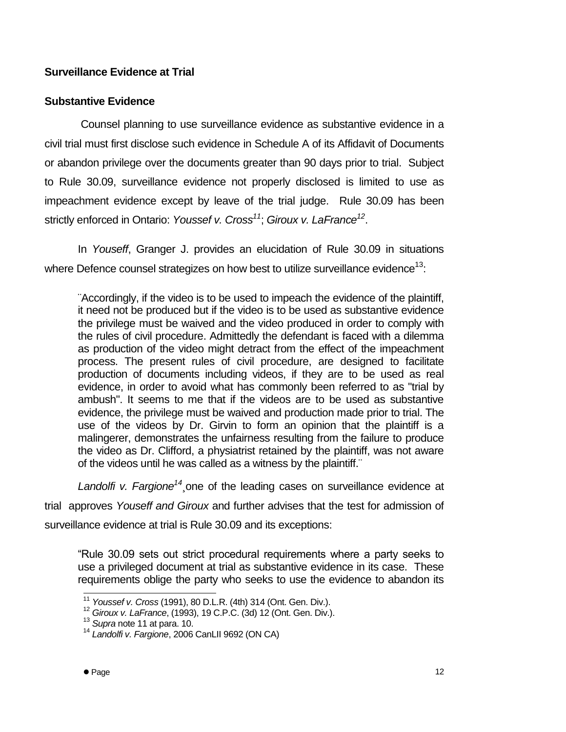**Surveillance Evidence at Trial**

**Substantive Evidence**

Counsel planning to use surveillance evidence as substantive evidence in a civil trial must first disclose such evidence in Schedule A of its Affidavit of Documents or abandon privilege over the documents greater than 90 days prior to trial. Subject to Rule 30.09, surveillance evidence not properly disclosed is limited to use as impeachment evidence except by leave of the trial judge. Rule 30.09 has been strictly enforced in Ontario: *Youssef v. Cross*[11]; *Giroux v. LaFrance*[12].

In *Youseff*, Granger J. provides an elucidation of Rule 30.09 in situations where Defence counsel strategizes on how best to utilize surveillance evidence[13]:

> ¨Accordingly, if the video is to be used to impeach the evidence of the plaintiff, it need not be produced but if the video is to be used as substantive evidence the privilege must be waived and the video produced in order to comply with the rules of civil procedure. Admittedly the defendant is faced with a dilemma as production of the video might detract from the effect of the impeachment process. The present rules of civil procedure, are designed to facilitate production of documents including videos, if they are to be used as real evidence, in order to avoid what has commonly been referred to as "trial by ambush". It seems to me that if the videos are to be used as substantive evidence, the privilege must be waived and production made prior to trial. The use of the videos by Dr. Girvin to form an opinion that the plaintiff is a malingerer, demonstrates the unfairness resulting from the failure to produce the video as Dr. Clifford, a physiatrist retained by the plaintiff, was not aware of the videos until he was called as a witness by the plaintiff.¨

*Landolfi v. Fargione*[14]¸one of the leading cases on surveillance evidence at trial approves *Youseff and Giroux* and further advises that the test for admission of surveillance evidence at trial is Rule 30.09 and its exceptions:

> "Rule 30.09 sets out strict procedural requirements where a party seeks to use a privileged document at trial as substantive evidence in its case. These requirements oblige the party who seeks to use the evidence to abandon its

---

[11] *Youssef v. Cross* (1991), 80 D.L.R. (4th) 314 (Ont. Gen. Div.).
[12] *Giroux v. LaFrance*, (1993), 19 C.P.C. (3d) 12 (Ont. Gen. Div.).
[13] *Supra* note 11 at para. 10.
[14] *Landolfi v. Fargione*, 2006 CanLII 9692 (ON CA)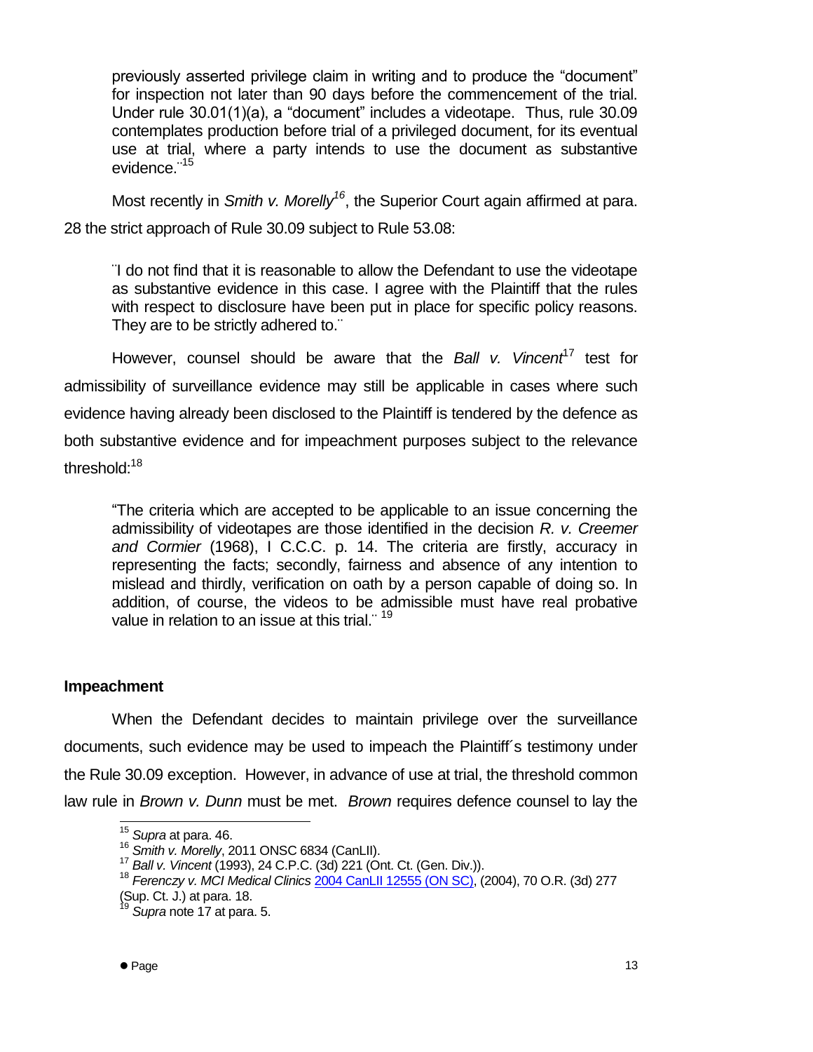previously asserted privilege claim in writing and to produce the "document" for inspection not later than 90 days before the commencement of the trial. Under rule 30.01(1)(a), a "document" includes a videotape. Thus, rule 30.09 contemplates production before trial of a privileged document, for its eventual use at trial, where a party intends to use the document as substantive evidence.¨[15]

Most recently in *Smith v. Morelly*[16], the Superior Court again affirmed at para. 28 the strict approach of Rule 30.09 subject to Rule 53.08:

> ¨I do not find that it is reasonable to allow the Defendant to use the videotape as substantive evidence in this case. I agree with the Plaintiff that the rules with respect to disclosure have been put in place for specific policy reasons. They are to be strictly adhered to.¨

However, counsel should be aware that the *Ball v. Vincent*[17] test for admissibility of surveillance evidence may still be applicable in cases where such evidence having already been disclosed to the Plaintiff is tendered by the defence as both substantive evidence and for impeachment purposes subject to the relevance threshold:[18]

> "The criteria which are accepted to be applicable to an issue concerning the admissibility of videotapes are those identified in the decision *R. v. Creemer and Cormier* (1968), I C.C.C. p. 14. The criteria are firstly, accuracy in representing the facts; secondly, fairness and absence of any intention to mislead and thirdly, verification on oath by a person capable of doing so. In addition, of course, the videos to be admissible must have real probative value in relation to an issue at this trial.¨ [19]

**Impeachment**

When the Defendant decides to maintain privilege over the surveillance documents, such evidence may be used to impeach the Plaintiff´s testimony under the Rule 30.09 exception. However, in advance of use at trial, the threshold common law rule in *Brown v. Dunn* must be met. *Brown* requires defence counsel to lay the

---

[15] *Supra* at para. 46.
[16] *Smith v. Morelly*, 2011 ONSC 6834 (CanLII).
[17] *Ball v. Vincent* (1993), 24 C.P.C. (3d) 221 (Ont. Ct. (Gen. Div.)).
[18] *Ferenczy v. MCI Medical Clinics* 2004 CanLII 12555 (ON SC), (2004), 70 O.R. (3d) 277 (Sup. Ct. J.) at para. 18.
[19] *Supra* note 17 at para. 5.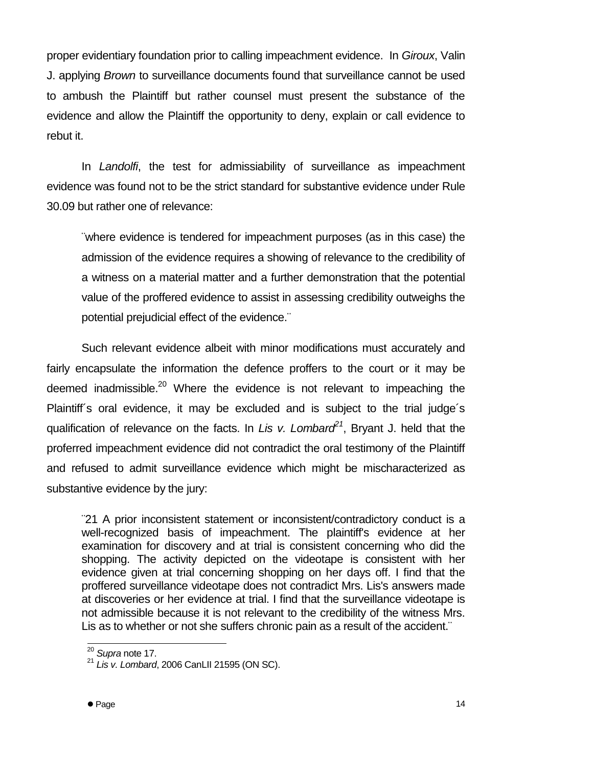proper evidentiary foundation prior to calling impeachment evidence. In *Giroux*, Valin J. applying *Brown* to surveillance documents found that surveillance cannot be used to ambush the Plaintiff but rather counsel must present the substance of the evidence and allow the Plaintiff the opportunity to deny, explain or call evidence to rebut it.

In *Landolfi*, the test for admissiability of surveillance as impeachment evidence was found not to be the strict standard for substantive evidence under Rule 30.09 but rather one of relevance:

> ¨where evidence is tendered for impeachment purposes (as in this case) the admission of the evidence requires a showing of relevance to the credibility of a witness on a material matter and a further demonstration that the potential value of the proffered evidence to assist in assessing credibility outweighs the potential prejudicial effect of the evidence.¨

Such relevant evidence albeit with minor modifications must accurately and fairly encapsulate the information the defence proffers to the court or it may be deemed inadmissible.[20] Where the evidence is not relevant to impeaching the Plaintiff´s oral evidence, it may be excluded and is subject to the trial judge´s qualification of relevance on the facts. In *Lis v. Lombard*[21], Bryant J. held that the proferred impeachment evidence did not contradict the oral testimony of the Plaintiff and refused to admit surveillance evidence which might be mischaracterized as substantive evidence by the jury:

> ¨21 A prior inconsistent statement or inconsistent/contradictory conduct is a well-recognized basis of impeachment. The plaintiff's evidence at her examination for discovery and at trial is consistent concerning who did the shopping. The activity depicted on the videotape is consistent with her evidence given at trial concerning shopping on her days off. I find that the proffered surveillance videotape does not contradict Mrs. Lis's answers made at discoveries or her evidence at trial. I find that the surveillance videotape is not admissible because it is not relevant to the credibility of the witness Mrs. Lis as to whether or not she suffers chronic pain as a result of the accident.¨

---

[20] *Supra* note 17.

[21] *Lis v. Lombard*, 2006 CanLII 21595 (ON SC).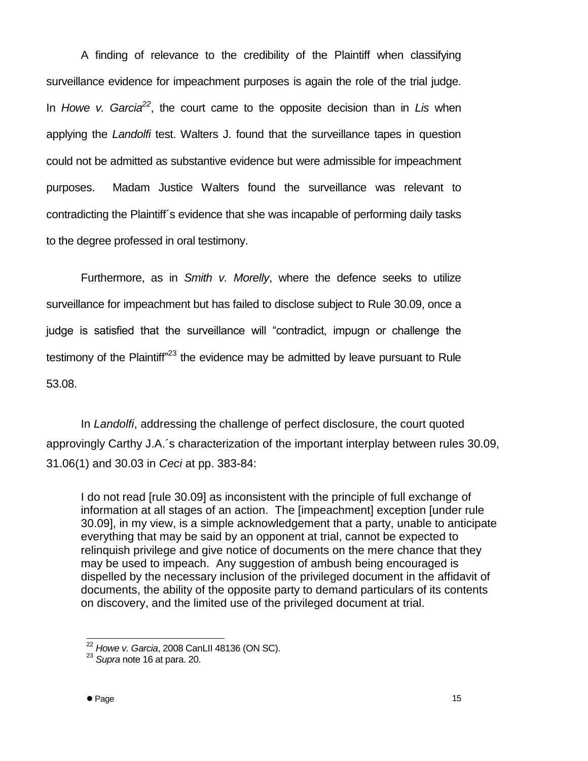A finding of relevance to the credibility of the Plaintiff when classifying surveillance evidence for impeachment purposes is again the role of the trial judge. In *Howe v. Garcia*[22], the court came to the opposite decision than in *Lis* when applying the *Landolfi* test. Walters J. found that the surveillance tapes in question could not be admitted as substantive evidence but were admissible for impeachment purposes. Madam Justice Walters found the surveillance was relevant to contradicting the Plaintiff´s evidence that she was incapable of performing daily tasks to the degree professed in oral testimony.

Furthermore, as in *Smith v. Morelly*, where the defence seeks to utilize surveillance for impeachment but has failed to disclose subject to Rule 30.09, once a judge is satisfied that the surveillance will "contradict, impugn or challenge the testimony of the Plaintiff"[23] the evidence may be admitted by leave pursuant to Rule 53.08.

In *Landolfi*, addressing the challenge of perfect disclosure, the court quoted approvingly Carthy J.A.´s characterization of the important interplay between rules 30.09, 31.06(1) and 30.03 in *Ceci* at pp. 383-84:

> I do not read [rule 30.09] as inconsistent with the principle of full exchange of information at all stages of an action. The [impeachment] exception [under rule 30.09], in my view, is a simple acknowledgement that a party, unable to anticipate everything that may be said by an opponent at trial, cannot be expected to relinquish privilege and give notice of documents on the mere chance that they may be used to impeach. Any suggestion of ambush being encouraged is dispelled by the necessary inclusion of the privileged document in the affidavit of documents, the ability of the opposite party to demand particulars of its contents on discovery, and the limited use of the privileged document at trial.

---

[22] *Howe v. Garcia*, 2008 CanLII 48136 (ON SC).

[23] *Supra* note 16 at para. 20.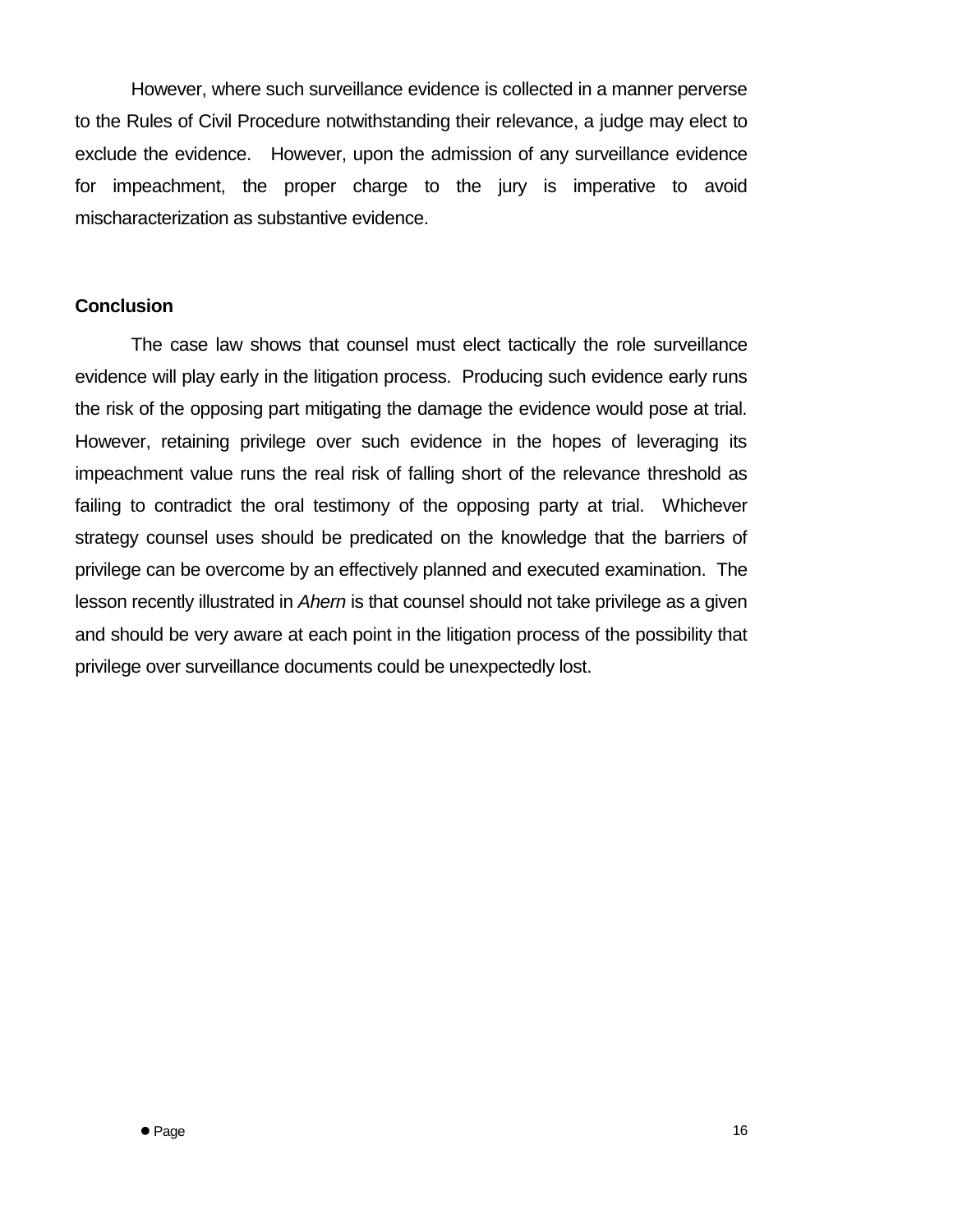However, where such surveillance evidence is collected in a manner perverse to the Rules of Civil Procedure notwithstanding their relevance, a judge may elect to exclude the evidence. However, upon the admission of any surveillance evidence for impeachment, the proper charge to the jury is imperative to avoid mischaracterization as substantive evidence.

## Conclusion

The case law shows that counsel must elect tactically the role surveillance evidence will play early in the litigation process. Producing such evidence early runs the risk of the opposing part mitigating the damage the evidence would pose at trial. However, retaining privilege over such evidence in the hopes of leveraging its impeachment value runs the real risk of falling short of the relevance threshold as failing to contradict the oral testimony of the opposing party at trial. Whichever strategy counsel uses should be predicated on the knowledge that the barriers of privilege can be overcome by an effectively planned and executed examination. The lesson recently illustrated in *Ahern* is that counsel should not take privilege as a given and should be very aware at each point in the litigation process of the possibility that privilege over surveillance documents could be unexpectedly lost.